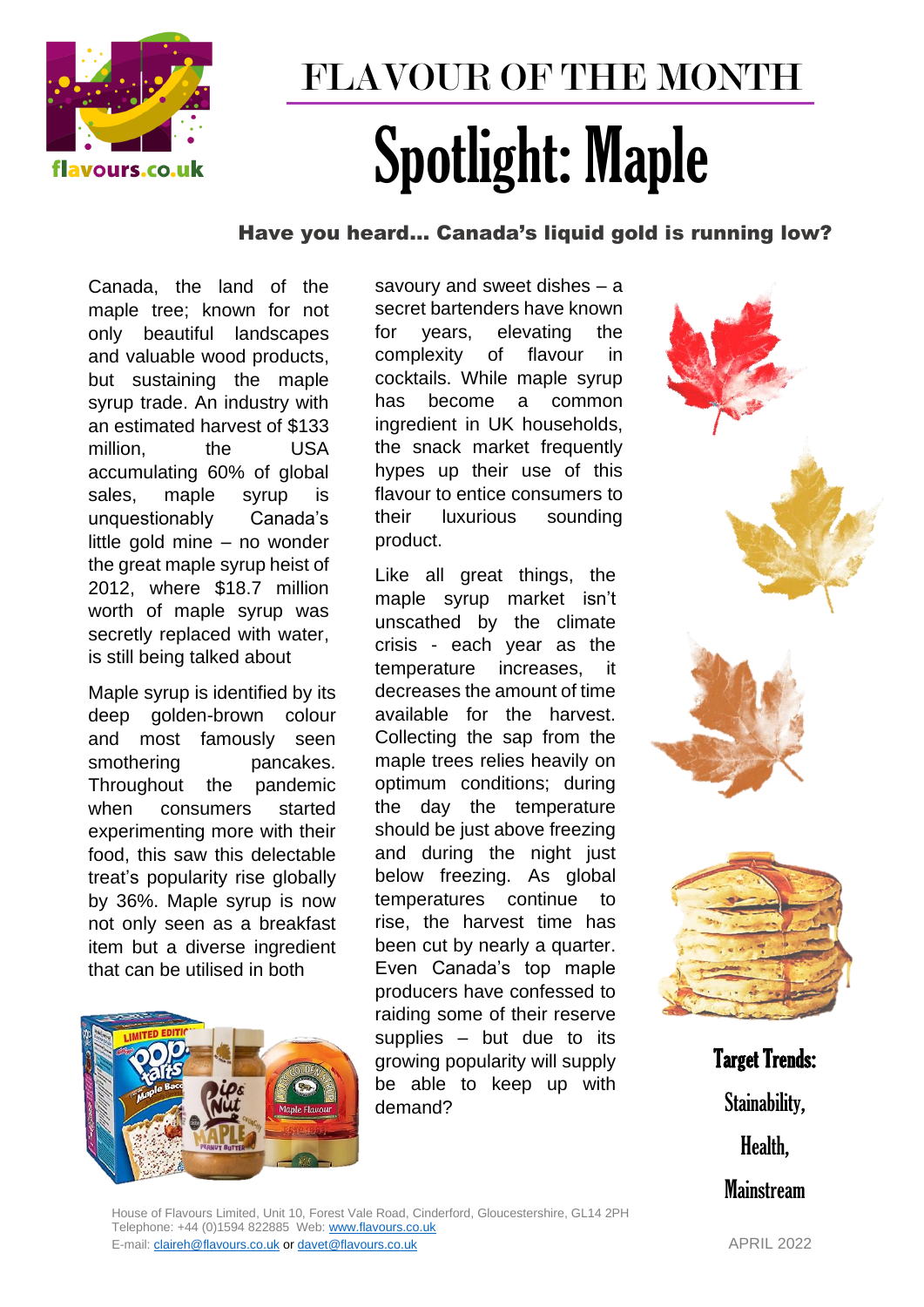# FLAVOUR OF THE MONTH

# Spotlight: Maple

### Have you heard… Canada's liquid gold is running low?

Canada, the land of the maple tree; known for not only beautiful landscapes and valuable wood products, but sustaining the maple syrup trade. An industry with an estimated harvest of $133 million, the USA accumulating 60% of global sales, maple syrup is unquestionably Canada's little gold mine – no wonder the great maple syrup heist of 2012, where $18.7 million worth of maple syrup was secretly replaced with water, is still being talked about

Maple syrup is identified by its deep golden-brown colour and most famously seen smothering pancakes. Throughout the pandemic when consumers started experimenting more with their food, this saw this delectable treat's popularity rise globally by 36%. Maple syrup is now not only seen as a breakfast item but a diverse ingredient that can be utilised in both savoury and sweet dishes – a secret bartenders have known for years, elevating the complexity of flavour in cocktails. While maple syrup has become a common ingredient in UK households, the snack market frequently hypes up their use of this flavour to entice consumers to their luxurious sounding product.

Like all great things, the maple syrup market isn't unscathed by the climate crisis - each year as the temperature increases, it decreases the amount of time available for the harvest. Collecting the sap from the maple trees relies heavily on optimum conditions; during the day the temperature should be just above freezing and during the night just below freezing. As global temperatures continue to rise, the harvest time has been cut by nearly a quarter. Even Canada's top maple producers have confessed to raiding some of their reserve supplies – but due to its growing popularity will supply be able to keep up with demand?

**Target Trends:**

**Stainability,**

**Health,**

**Mainstream**

House of Flavours Limited, Unit 10, Forest Vale Road, Cinderford, Gloucestershire, GL14 2PH
Telephone: +44 (0)1594 822885 Web: www.flavours.co.uk
E-mail: claireh@flavours.co.uk or davet@flavours.co.uk

APRIL 2022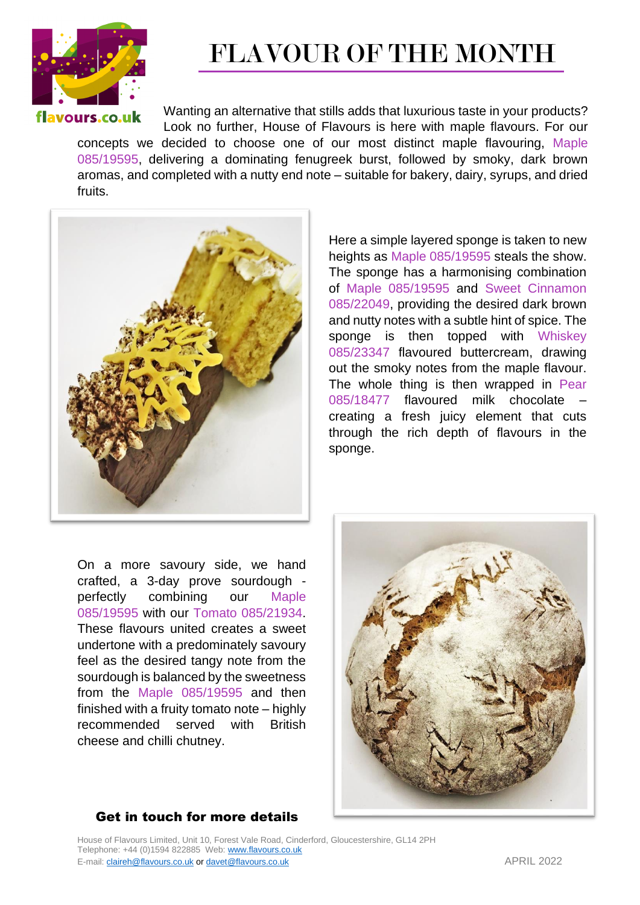# FLAVOUR OF THE MONTH

flavours.co.uk

Wanting an alternative that stills adds that luxurious taste in your products? Look no further, House of Flavours is here with maple flavours. For our concepts we decided to choose one of our most distinct maple flavouring, Maple 085/19595, delivering a dominating fenugreek burst, followed by smoky, dark brown aromas, and completed with a nutty end note – suitable for bakery, dairy, syrups, and dried fruits.

Here a simple layered sponge is taken to new heights as Maple 085/19595 steals the show. The sponge has a harmonising combination of Maple 085/19595 and Sweet Cinnamon 085/22049, providing the desired dark brown and nutty notes with a subtle hint of spice. The sponge is then topped with Whiskey 085/23347 flavoured buttercream, drawing out the smoky notes from the maple flavour. The whole thing is then wrapped in Pear 085/18477 flavoured milk chocolate – creating a fresh juicy element that cuts through the rich depth of flavours in the sponge.

On a more savoury side, we hand crafted, a 3-day prove sourdough - perfectly combining our Maple 085/19595 with our Tomato 085/21934. These flavours united creates a sweet undertone with a predominately savoury feel as the desired tangy note from the sourdough is balanced by the sweetness from the Maple 085/19595 and then finished with a fruity tomato note – highly recommended served with British cheese and chilli chutney.

**Get in touch for more details**

House of Flavours Limited, Unit 10, Forest Vale Road, Cinderford, Gloucestershire, GL14 2PH
Telephone: +44 (0)1594 822885 Web: www.flavours.co.uk
E-mail: claireh@flavours.co.uk or davet@flavours.co.uk

APRIL 2022